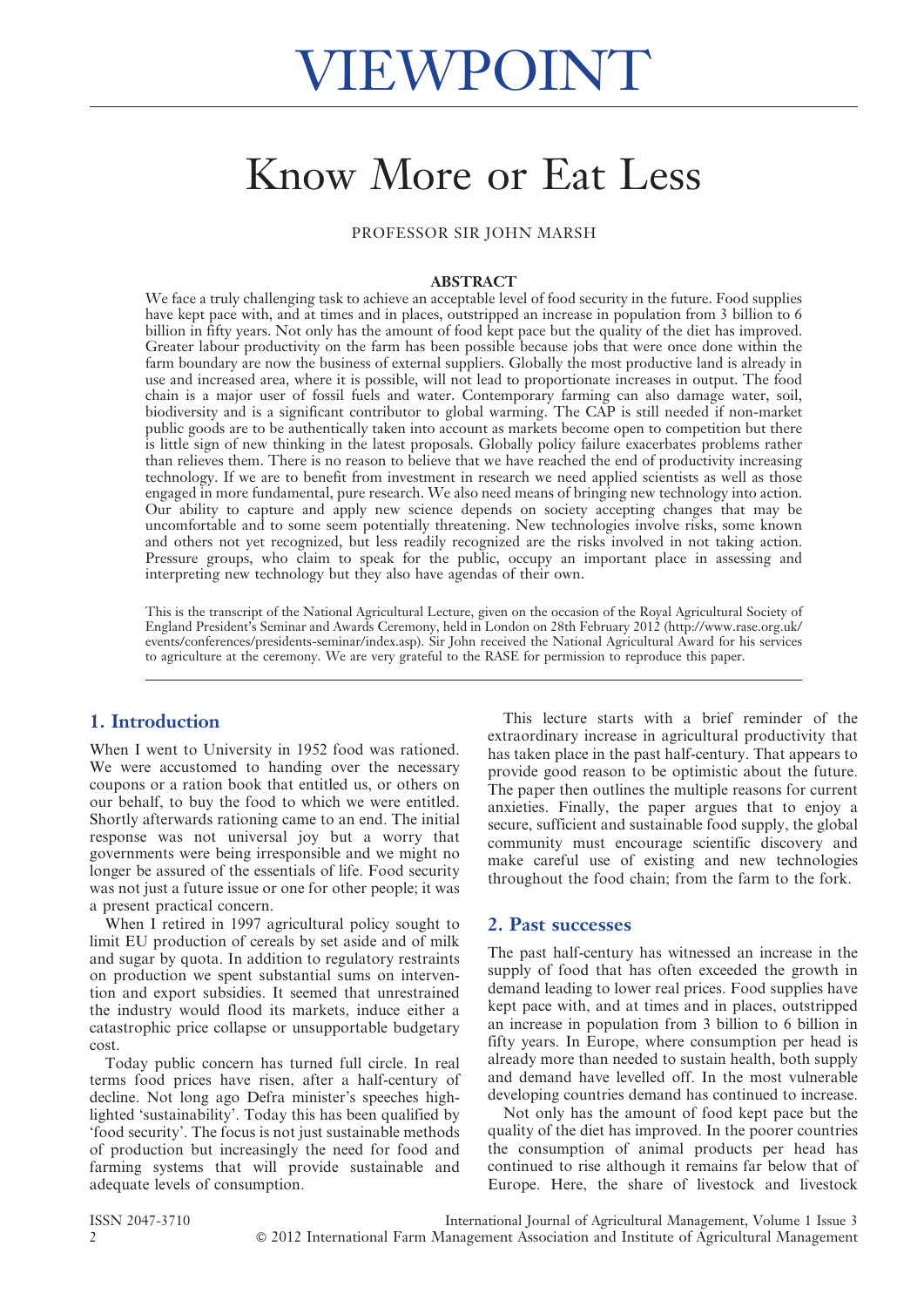# VIEWPOINT

# Know More or Eat Less

PROFESSOR SIR JOHN MARSH

## ABSTRACT

We face a truly challenging task to achieve an acceptable level of food security in the future. Food supplies have kept pace with, and at times and in places, outstripped an increase in population from 3 billion to 6 billion in fifty years. Not only has the amount of food kept pace but the quality of the diet has improved. Greater labour productivity on the farm has been possible because jobs that were once done within the farm boundary are now the business of external suppliers. Globally the most productive land is already in use and increased area, where it is possible, will not lead to proportionate increases in output. The food chain is a major user of fossil fuels and water. Contemporary farming can also damage water, soil, biodiversity and is a significant contributor to global warming. The CAP is still needed if non-market public goods are to be authentically taken into account as markets become open to competition but there is little sign of new thinking in the latest proposals. Globally policy failure exacerbates problems rather than relieves them. There is no reason to believe that we have reached the end of productivity increasing technology. If we are to benefit from investment in research we need applied scientists as well as those engaged in more fundamental, pure research. We also need means of bringing new technology into action. Our ability to capture and apply new science depends on society accepting changes that may be uncomfortable and to some seem potentially threatening. New technologies involve risks, some known and others not yet recognized, but less readily recognized are the risks involved in not taking action. Pressure groups, who claim to speak for the public, occupy an important place in assessing and interpreting new technology but they also have agendas of their own.

This is the transcript of the National Agricultural Lecture, given on the occasion of the Royal Agricultural Society of England President's Seminar and Awards Ceremony, held in London on 28th February 2012 (http://www.rase.org.uk/events/conferences/presidents-seminar/index.asp). Sir John received the National Agricultural Award for his services to agriculture at the ceremony. We are very grateful to the RASE for permission to reproduce this paper.

## 1. Introduction

When I went to University in 1952 food was rationed. We were accustomed to handing over the necessary coupons or a ration book that entitled us, or others on our behalf, to buy the food to which we were entitled. Shortly afterwards rationing came to an end. The initial response was not universal joy but a worry that governments were being irresponsible and we might no longer be assured of the essentials of life. Food security was not just a future issue or one for other people; it was a present practical concern.

When I retired in 1997 agricultural policy sought to limit EU production of cereals by set aside and of milk and sugar by quota. In addition to regulatory restraints on production we spent substantial sums on intervention and export subsidies. It seemed that unrestrained the industry would flood its markets, induce either a catastrophic price collapse or unsupportable budgetary cost.

Today public concern has turned full circle. In real terms food prices have risen, after a half-century of decline. Not long ago Defra minister's speeches highlighted 'sustainability'. Today this has been qualified by 'food security'. The focus is not just sustainable methods of production but increasingly the need for food and farming systems that will provide sustainable and adequate levels of consumption.

This lecture starts with a brief reminder of the extraordinary increase in agricultural productivity that has taken place in the past half-century. That appears to provide good reason to be optimistic about the future. The paper then outlines the multiple reasons for current anxieties. Finally, the paper argues that to enjoy a secure, sufficient and sustainable food supply, the global community must encourage scientific discovery and make careful use of existing and new technologies throughout the food chain; from the farm to the fork.

## 2. Past successes

The past half-century has witnessed an increase in the supply of food that has often exceeded the growth in demand leading to lower real prices. Food supplies have kept pace with, and at times and in places, outstripped an increase in population from 3 billion to 6 billion in fifty years. In Europe, where consumption per head is already more than needed to sustain health, both supply and demand have levelled off. In the most vulnerable developing countries demand has continued to increase.

Not only has the amount of food kept pace but the quality of the diet has improved. In the poorer countries the consumption of animal products per head has continued to rise although it remains far below that of Europe. Here, the share of livestock and livestock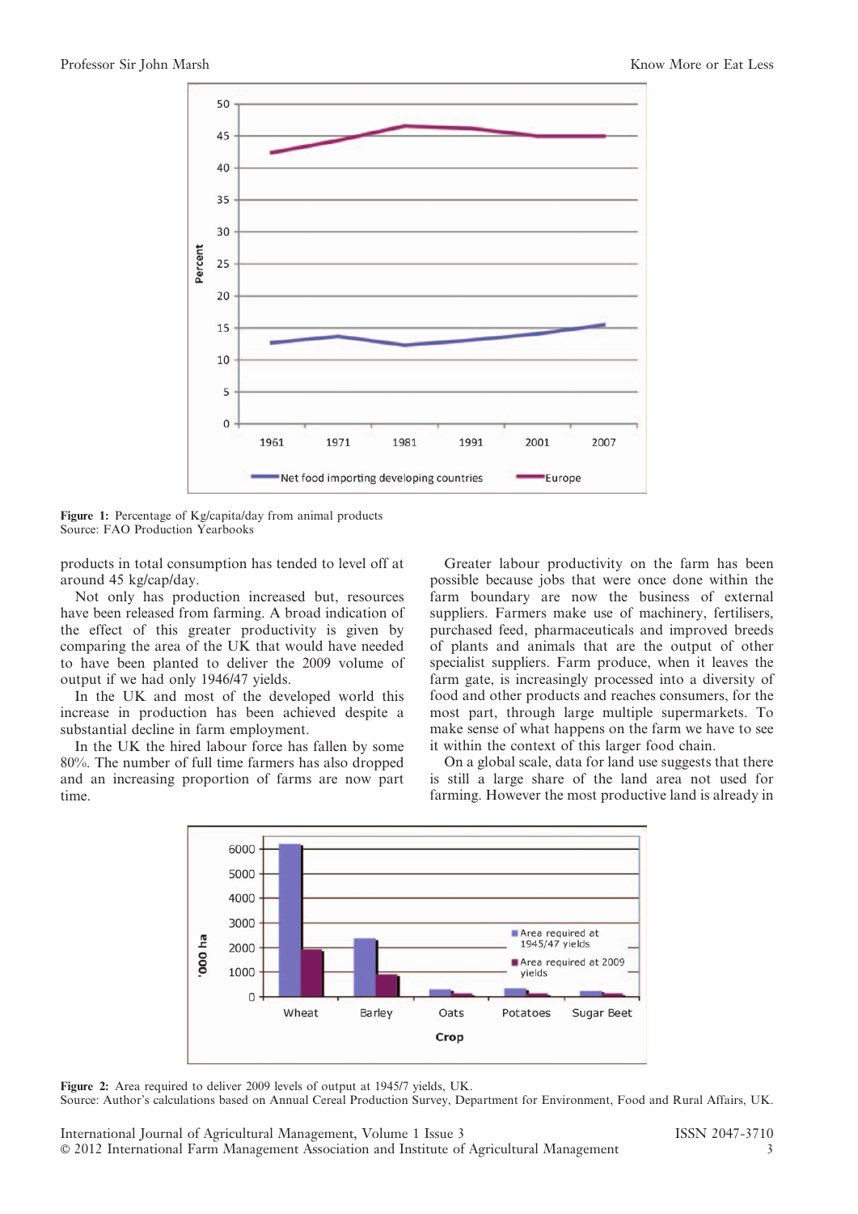Figure 1: Percentage of Kg/capita/day from animal products
Source: FAO Production Yearbooks

products in total consumption has tended to level off at around 45 kg/cap/day.

Not only has production increased but, resources have been released from farming. A broad indication of the effect of this greater productivity is given by comparing the area of the UK that would have needed to have been planted to deliver the 2009 volume of output if we had only 1946/47 yields.

In the UK and most of the developed world this increase in production has been achieved despite a substantial decline in farm employment.

In the UK the hired labour force has fallen by some 80%. The number of full time farmers has also dropped and an increasing proportion of farms are now part time.

Greater labour productivity on the farm has been possible because jobs that were once done within the farm boundary are now the business of external suppliers. Farmers make use of machinery, fertilisers, purchased feed, pharmaceuticals and improved breeds of plants and animals that are the output of other specialist suppliers. Farm produce, when it leaves the farm gate, is increasingly processed into a diversity of food and other products and reaches consumers, for the most part, through large multiple supermarkets. To make sense of what happens on the farm we have to see it within the context of this larger food chain.

On a global scale, data for land use suggests that there is still a large share of the land area not used for farming. However the most productive land is already in

Figure 2: Area required to deliver 2009 levels of output at 1945/7 yields, UK.
Source: Author's calculations based on Annual Cereal Production Survey, Department for Environment, Food and Rural Affairs, UK.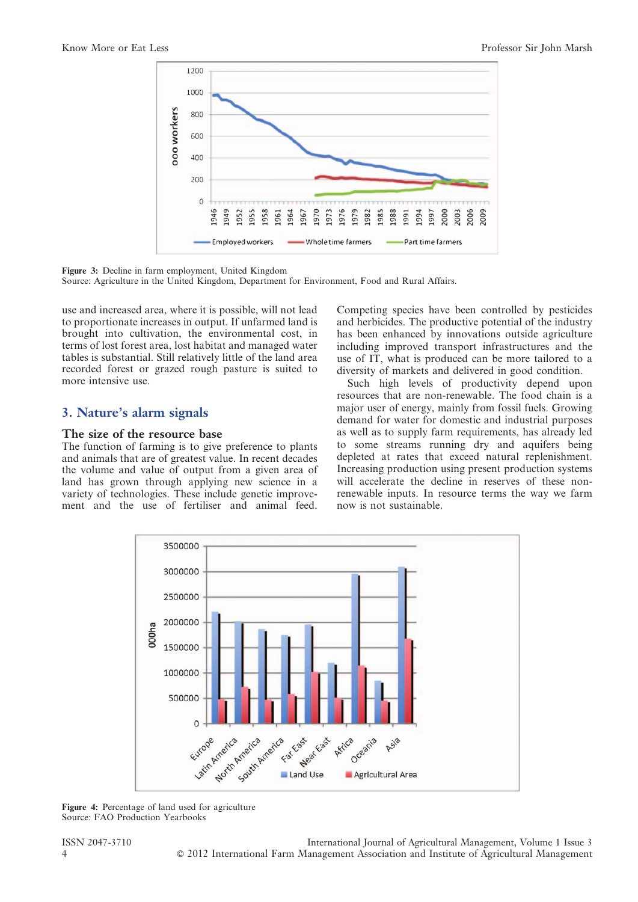Figure 3: Decline in farm employment, United Kingdom
Source: Agriculture in the United Kingdom, Department for Environment, Food and Rural Affairs.

use and increased area, where it is possible, will not lead to proportionate increases in output. If unfarmed land is brought into cultivation, the environmental cost, in terms of lost forest area, lost habitat and managed water tables is substantial. Still relatively little of the land area recorded forest or grazed rough pasture is suited to more intensive use.

## 3. Nature's alarm signals

### The size of the resource base

The function of farming is to give preference to plants and animals that are of greatest value. In recent decades the volume and value of output from a given area of land has grown through applying new science in a variety of technologies. These include genetic improvement and the use of fertiliser and animal feed. Competing species have been controlled by pesticides and herbicides. The productive potential of the industry has been enhanced by innovations outside agriculture including improved transport infrastructures and the use of IT, what is produced can be more tailored to a diversity of markets and delivered in good condition.

Such high levels of productivity depend upon resources that are non-renewable. The food chain is a major user of energy, mainly from fossil fuels. Growing demand for water for domestic and industrial purposes as well as to supply farm requirements, has already led to some streams running dry and aquifers being depleted at rates that exceed natural replenishment. Increasing production using present production systems will accelerate the decline in reserves of these non-renewable inputs. In resource terms the way we farm now is not sustainable.

Figure 4: Percentage of land used for agriculture
Source: FAO Production Yearbooks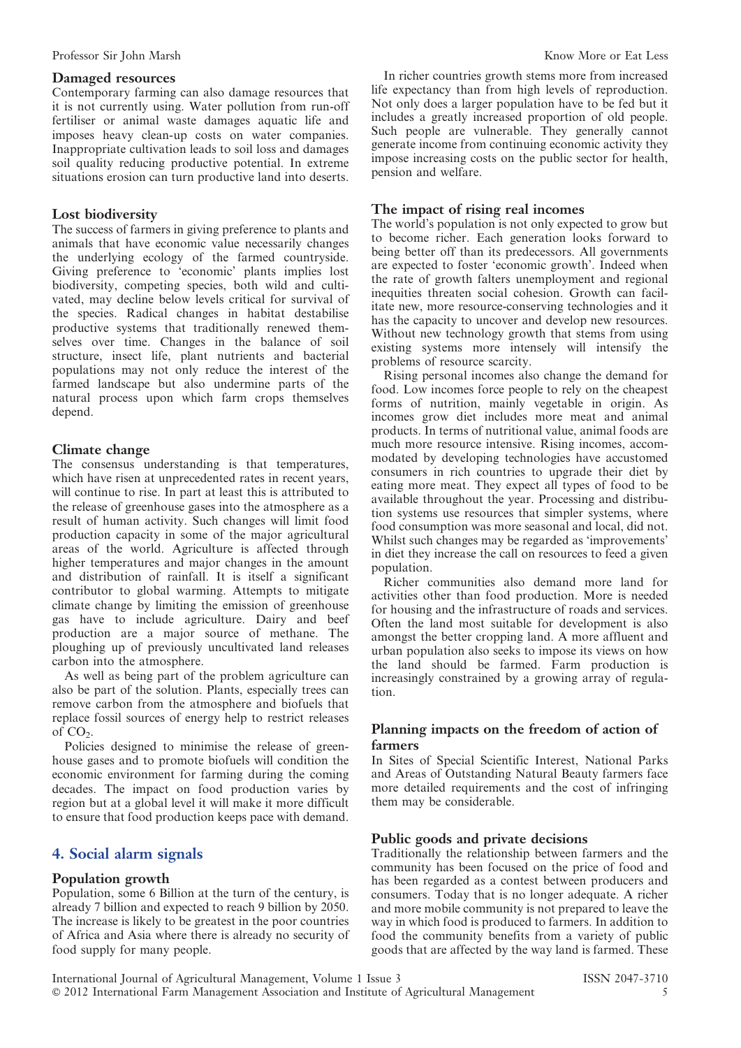### Damaged resources

Contemporary farming can also damage resources that it is not currently using. Water pollution from run-off fertiliser or animal waste damages aquatic life and imposes heavy clean-up costs on water companies. Inappropriate cultivation leads to soil loss and damages soil quality reducing productive potential. In extreme situations erosion can turn productive land into deserts.

### Lost biodiversity

The success of farmers in giving preference to plants and animals that have economic value necessarily changes the underlying ecology of the farmed countryside. Giving preference to 'economic' plants implies lost biodiversity, competing species, both wild and cultivated, may decline below levels critical for survival of the species. Radical changes in habitat destabilise productive systems that traditionally renewed themselves over time. Changes in the balance of soil structure, insect life, plant nutrients and bacterial populations may not only reduce the interest of the farmed landscape but also undermine parts of the natural process upon which farm crops themselves depend.

### Climate change

The consensus understanding is that temperatures, which have risen at unprecedented rates in recent years, will continue to rise. In part at least this is attributed to the release of greenhouse gases into the atmosphere as a result of human activity. Such changes will limit food production capacity in some of the major agricultural areas of the world. Agriculture is affected through higher temperatures and major changes in the amount and distribution of rainfall. It is itself a significant contributor to global warming. Attempts to mitigate climate change by limiting the emission of greenhouse gas have to include agriculture. Dairy and beef production are a major source of methane. The ploughing up of previously uncultivated land releases carbon into the atmosphere.

As well as being part of the problem agriculture can also be part of the solution. Plants, especially trees can remove carbon from the atmosphere and biofuels that replace fossil sources of energy help to restrict releases of $CO_2$.

Policies designed to minimise the release of greenhouse gases and to promote biofuels will condition the economic environment for farming during the coming decades. The impact on food production varies by region but at a global level it will make it more difficult to ensure that food production keeps pace with demand.

## 4. Social alarm signals

### Population growth

Population, some 6 Billion at the turn of the century, is already 7 billion and expected to reach 9 billion by 2050. The increase is likely to be greatest in the poor countries of Africa and Asia where there is already no security of food supply for many people.

In richer countries growth stems more from increased life expectancy than from high levels of reproduction. Not only does a larger population have to be fed but it includes a greatly increased proportion of old people. Such people are vulnerable. They generally cannot generate income from continuing economic activity they impose increasing costs on the public sector for health, pension and welfare.

### The impact of rising real incomes

The world's population is not only expected to grow but to become richer. Each generation looks forward to being better off than its predecessors. All governments are expected to foster 'economic growth'. Indeed when the rate of growth falters unemployment and regional inequities threaten social cohesion. Growth can facilitate new, more resource-conserving technologies and it has the capacity to uncover and develop new resources. Without new technology growth that stems from using existing systems more intensely will intensify the problems of resource scarcity.

Rising personal incomes also change the demand for food. Low incomes force people to rely on the cheapest forms of nutrition, mainly vegetable in origin. As incomes grow diet includes more meat and animal products. In terms of nutritional value, animal foods are much more resource intensive. Rising incomes, accommodated by developing technologies have accustomed consumers in rich countries to upgrade their diet by eating more meat. They expect all types of food to be available throughout the year. Processing and distribution systems use resources that simpler systems, where food consumption was more seasonal and local, did not. Whilst such changes may be regarded as 'improvements' in diet they increase the call on resources to feed a given population.

Richer communities also demand more land for activities other than food production. More is needed for housing and the infrastructure of roads and services. Often the land most suitable for development is also amongst the better cropping land. A more affluent and urban population also seeks to impose its views on how the land should be farmed. Farm production is increasingly constrained by a growing array of regulation.

### Planning impacts on the freedom of action of farmers

In Sites of Special Scientific Interest, National Parks and Areas of Outstanding Natural Beauty farmers face more detailed requirements and the cost of infringing them may be considerable.

### Public goods and private decisions

Traditionally the relationship between farmers and the community has been focused on the price of food and has been regarded as a contest between producers and consumers. Today that is no longer adequate. A richer and more mobile community is not prepared to leave the way in which food is produced to farmers. In addition to food the community benefits from a variety of public goods that are affected by the way land is farmed. These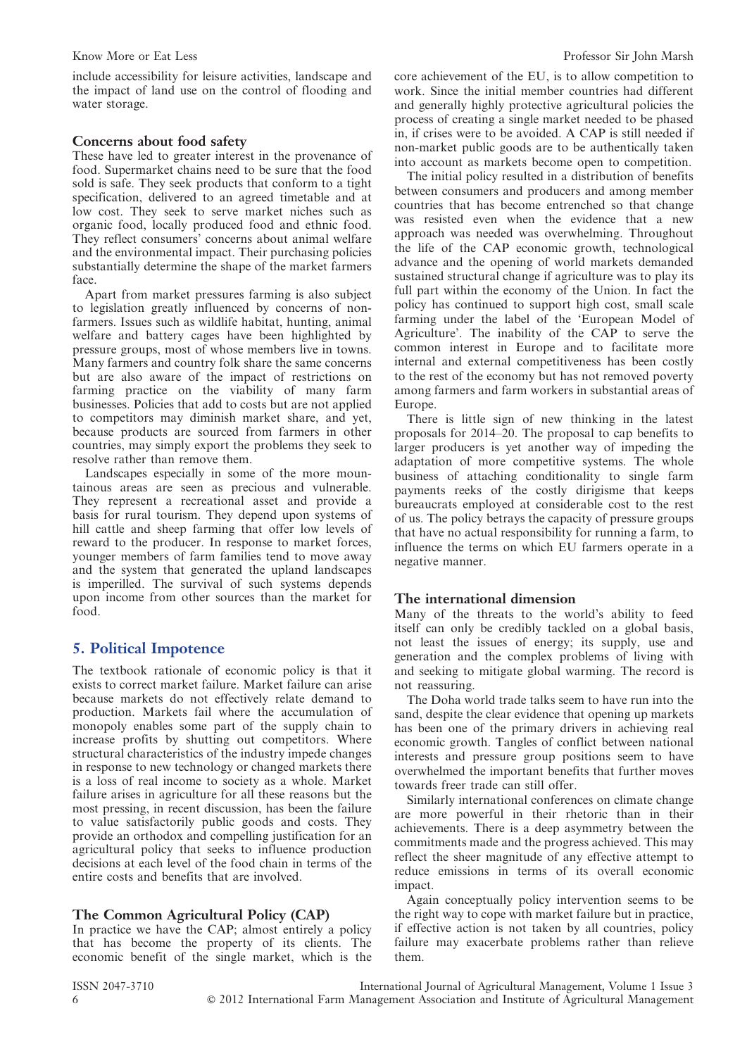include accessibility for leisure activities, landscape and the impact of land use on the control of flooding and water storage.

### Concerns about food safety

These have led to greater interest in the provenance of food. Supermarket chains need to be sure that the food sold is safe. They seek products that conform to a tight specification, delivered to an agreed timetable and at low cost. They seek to serve market niches such as organic food, locally produced food and ethnic food. They reflect consumers' concerns about animal welfare and the environmental impact. Their purchasing policies substantially determine the shape of the market farmers face.

Apart from market pressures farming is also subject to legislation greatly influenced by concerns of non-farmers. Issues such as wildlife habitat, hunting, animal welfare and battery cages have been highlighted by pressure groups, most of whose members live in towns. Many farmers and country folk share the same concerns but are also aware of the impact of restrictions on farming practice on the viability of many farm businesses. Policies that add to costs but are not applied to competitors may diminish market share, and yet, because products are sourced from farmers in other countries, may simply export the problems they seek to resolve rather than remove them.

Landscapes especially in some of the more mountainous areas are seen as precious and vulnerable. They represent a recreational asset and provide a basis for rural tourism. They depend upon systems of hill cattle and sheep farming that offer low levels of reward to the producer. In response to market forces, younger members of farm families tend to move away and the system that generated the upland landscapes is imperilled. The survival of such systems depends upon income from other sources than the market for food.

## 5. Political Impotence

The textbook rationale of economic policy is that it exists to correct market failure. Market failure can arise because markets do not effectively relate demand to production. Markets fail where the accumulation of monopoly enables some part of the supply chain to increase profits by shutting out competitors. Where structural characteristics of the industry impede changes in response to new technology or changed markets there is a loss of real income to society as a whole. Market failure arises in agriculture for all these reasons but the most pressing, in recent discussion, has been the failure to value satisfactorily public goods and costs. They provide an orthodox and compelling justification for an agricultural policy that seeks to influence production decisions at each level of the food chain in terms of the entire costs and benefits that are involved.

### The Common Agricultural Policy (CAP)

In practice we have the CAP; almost entirely a policy that has become the property of its clients. The economic benefit of the single market, which is the core achievement of the EU, is to allow competition to work. Since the initial member countries had different and generally highly protective agricultural policies the process of creating a single market needed to be phased in, if crises were to be avoided. A CAP is still needed if non-market public goods are to be authentically taken into account as markets become open to competition.

The initial policy resulted in a distribution of benefits between consumers and producers and among member countries that has become entrenched so that change was resisted even when the evidence that a new approach was needed was overwhelming. Throughout the life of the CAP economic growth, technological advance and the opening of world markets demanded sustained structural change if agriculture was to play its full part within the economy of the Union. In fact the policy has continued to support high cost, small scale farming under the label of the 'European Model of Agriculture'. The inability of the CAP to serve the common interest in Europe and to facilitate more internal and external competitiveness has been costly to the rest of the economy but has not removed poverty among farmers and farm workers in substantial areas of Europe.

There is little sign of new thinking in the latest proposals for 2014–20. The proposal to cap benefits to larger producers is yet another way of impeding the adaptation of more competitive systems. The whole business of attaching conditionality to single farm payments reeks of the costly dirigisme that keeps bureaucrats employed at considerable cost to the rest of us. The policy betrays the capacity of pressure groups that have no actual responsibility for running a farm, to influence the terms on which EU farmers operate in a negative manner.

### The international dimension

Many of the threats to the world's ability to feed itself can only be credibly tackled on a global basis, not least the issues of energy; its supply, use and generation and the complex problems of living with and seeking to mitigate global warming. The record is not reassuring.

The Doha world trade talks seem to have run into the sand, despite the clear evidence that opening up markets has been one of the primary drivers in achieving real economic growth. Tangles of conflict between national interests and pressure group positions seem to have overwhelmed the important benefits that further moves towards freer trade can still offer.

Similarly international conferences on climate change are more powerful in their rhetoric than in their achievements. There is a deep asymmetry between the commitments made and the progress achieved. This may reflect the sheer magnitude of any effective attempt to reduce emissions in terms of its overall economic impact.

Again conceptually policy intervention seems to be the right way to cope with market failure but in practice, if effective action is not taken by all countries, policy failure may exacerbate problems rather than relieve them.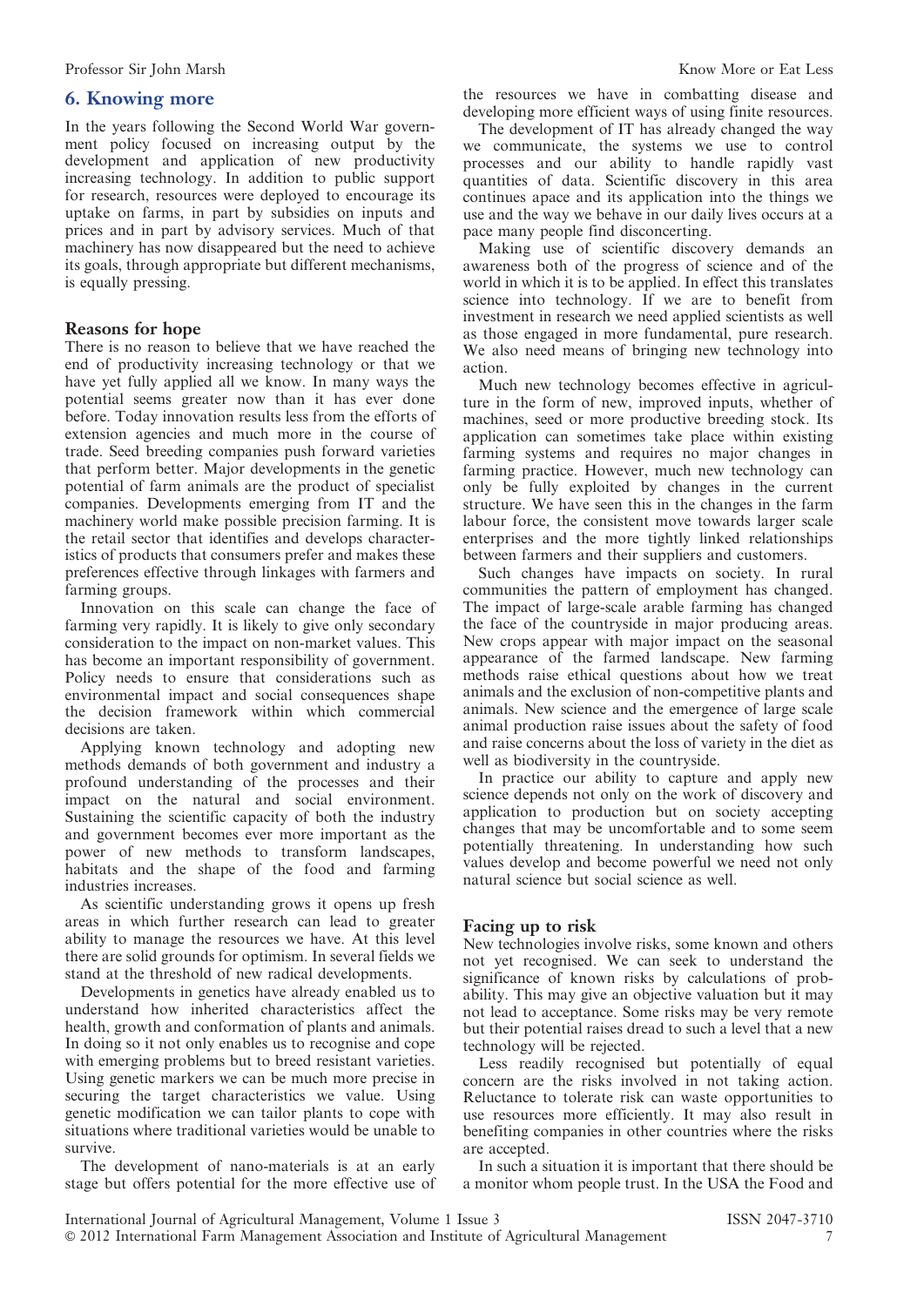## 6. Knowing more

In the years following the Second World War government policy focused on increasing output by the development and application of new productivity increasing technology. In addition to public support for research, resources were deployed to encourage its uptake on farms, in part by subsidies on inputs and prices and in part by advisory services. Much of that machinery has now disappeared but the need to achieve its goals, through appropriate but different mechanisms, is equally pressing.

### Reasons for hope

There is no reason to believe that we have reached the end of productivity increasing technology or that we have yet fully applied all we know. In many ways the potential seems greater now than it has ever done before. Today innovation results less from the efforts of extension agencies and much more in the course of trade. Seed breeding companies push forward varieties that perform better. Major developments in the genetic potential of farm animals are the product of specialist companies. Developments emerging from IT and the machinery world make possible precision farming. It is the retail sector that identifies and develops characteristics of products that consumers prefer and makes these preferences effective through linkages with farmers and farming groups.

Innovation on this scale can change the face of farming very rapidly. It is likely to give only secondary consideration to the impact on non-market values. This has become an important responsibility of government. Policy needs to ensure that considerations such as environmental impact and social consequences shape the decision framework within which commercial decisions are taken.

Applying known technology and adopting new methods demands of both government and industry a profound understanding of the processes and their impact on the natural and social environment. Sustaining the scientific capacity of both the industry and government becomes ever more important as the power of new methods to transform landscapes, habitats and the shape of the food and farming industries increases.

As scientific understanding grows it opens up fresh areas in which further research can lead to greater ability to manage the resources we have. At this level there are solid grounds for optimism. In several fields we stand at the threshold of new radical developments.

Developments in genetics have already enabled us to understand how inherited characteristics affect the health, growth and conformation of plants and animals. In doing so it not only enables us to recognise and cope with emerging problems but to breed resistant varieties. Using genetic markers we can be much more precise in securing the target characteristics we value. Using genetic modification we can tailor plants to cope with situations where traditional varieties would be unable to survive.

The development of nano-materials is at an early stage but offers potential for the more effective use of the resources we have in combatting disease and developing more efficient ways of using finite resources.

The development of IT has already changed the way we communicate, the systems we use to control processes and our ability to handle rapidly vast quantities of data. Scientific discovery in this area continues apace and its application into the things we use and the way we behave in our daily lives occurs at a pace many people find disconcerting.

Making use of scientific discovery demands an awareness both of the progress of science and of the world in which it is to be applied. In effect this translates science into technology. If we are to benefit from investment in research we need applied scientists as well as those engaged in more fundamental, pure research. We also need means of bringing new technology into action.

Much new technology becomes effective in agriculture in the form of new, improved inputs, whether of machines, seed or more productive breeding stock. Its application can sometimes take place within existing farming systems and requires no major changes in farming practice. However, much new technology can only be fully exploited by changes in the current structure. We have seen this in the changes in the farm labour force, the consistent move towards larger scale enterprises and the more tightly linked relationships between farmers and their suppliers and customers.

Such changes have impacts on society. In rural communities the pattern of employment has changed. The impact of large-scale arable farming has changed the face of the countryside in major producing areas. New crops appear with major impact on the seasonal appearance of the farmed landscape. New farming methods raise ethical questions about how we treat animals and the exclusion of non-competitive plants and animals. New science and the emergence of large scale animal production raise issues about the safety of food and raise concerns about the loss of variety in the diet as well as biodiversity in the countryside.

In practice our ability to capture and apply new science depends not only on the work of discovery and application to production but on society accepting changes that may be uncomfortable and to some seem potentially threatening. In understanding how such values develop and become powerful we need not only natural science but social science as well.

### Facing up to risk

New technologies involve risks, some known and others not yet recognised. We can seek to understand the significance of known risks by calculations of probability. This may give an objective valuation but it may not lead to acceptance. Some risks may be very remote but their potential raises dread to such a level that a new technology will be rejected.

Less readily recognised but potentially of equal concern are the risks involved in not taking action. Reluctance to tolerate risk can waste opportunities to use resources more efficiently. It may also result in benefiting companies in other countries where the risks are accepted.

In such a situation it is important that there should be a monitor whom people trust. In the USA the Food and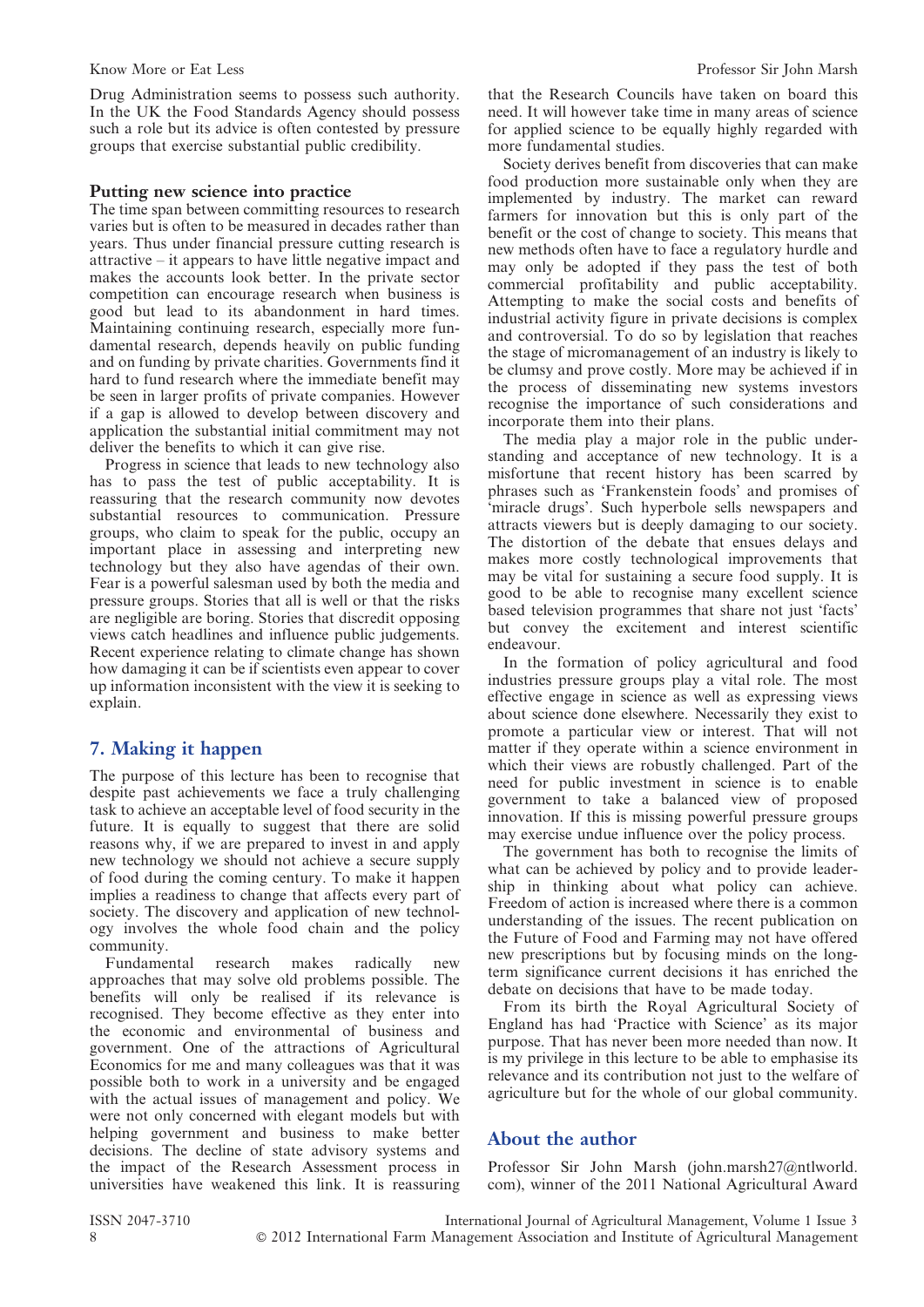Drug Administration seems to possess such authority. In the UK the Food Standards Agency should possess such a role but its advice is often contested by pressure groups that exercise substantial public credibility.

### Putting new science into practice

The time span between committing resources to research varies but is often to be measured in decades rather than years. Thus under financial pressure cutting research is attractive – it appears to have little negative impact and makes the accounts look better. In the private sector competition can encourage research when business is good but lead to its abandonment in hard times. Maintaining continuing research, especially more fundamental research, depends heavily on public funding and on funding by private charities. Governments find it hard to fund research where the immediate benefit may be seen in larger profits of private companies. However if a gap is allowed to develop between discovery and application the substantial initial commitment may not deliver the benefits to which it can give rise.

Progress in science that leads to new technology also has to pass the test of public acceptability. It is reassuring that the research community now devotes substantial resources to communication. Pressure groups, who claim to speak for the public, occupy an important place in assessing and interpreting new technology but they also have agendas of their own. Fear is a powerful salesman used by both the media and pressure groups. Stories that all is well or that the risks are negligible are boring. Stories that discredit opposing views catch headlines and influence public judgements. Recent experience relating to climate change has shown how damaging it can be if scientists even appear to cover up information inconsistent with the view it is seeking to explain.

## 7. Making it happen

The purpose of this lecture has been to recognise that despite past achievements we face a truly challenging task to achieve an acceptable level of food security in the future. It is equally to suggest that there are solid reasons why, if we are prepared to invest in and apply new technology we should not achieve a secure supply of food during the coming century. To make it happen implies a readiness to change that affects every part of society. The discovery and application of new technology involves the whole food chain and the policy community.

Fundamental research makes radically new approaches that may solve old problems possible. The benefits will only be realised if its relevance is recognised. They become effective as they enter into the economic and environmental of business and government. One of the attractions of Agricultural Economics for me and many colleagues was that it was possible both to work in a university and be engaged with the actual issues of management and policy. We were not only concerned with elegant models but with helping government and business to make better decisions. The decline of state advisory systems and the impact of the Research Assessment process in universities have weakened this link. It is reassuring that the Research Councils have taken on board this need. It will however take time in many areas of science for applied science to be equally highly regarded with more fundamental studies.

Society derives benefit from discoveries that can make food production more sustainable only when they are implemented by industry. The market can reward farmers for innovation but this is only part of the benefit or the cost of change to society. This means that new methods often have to face a regulatory hurdle and may only be adopted if they pass the test of both commercial profitability and public acceptability. Attempting to make the social costs and benefits of industrial activity figure in private decisions is complex and controversial. To do so by legislation that reaches the stage of micromanagement of an industry is likely to be clumsy and prove costly. More may be achieved if in the process of disseminating new systems investors recognise the importance of such considerations and incorporate them into their plans.

The media play a major role in the public understanding and acceptance of new technology. It is a misfortune that recent history has been scarred by phrases such as 'Frankenstein foods' and promises of 'miracle drugs'. Such hyperbole sells newspapers and attracts viewers but is deeply damaging to our society. The distortion of the debate that ensues delays and makes more costly technological improvements that may be vital for sustaining a secure food supply. It is good to be able to recognise many excellent science based television programmes that share not just 'facts' but convey the excitement and interest scientific endeavour.

In the formation of policy agricultural and food industries pressure groups play a vital role. The most effective engage in science as well as expressing views about science done elsewhere. Necessarily they exist to promote a particular view or interest. That will not matter if they operate within a science environment in which their views are robustly challenged. Part of the need for public investment in science is to enable government to take a balanced view of proposed innovation. If this is missing powerful pressure groups may exercise undue influence over the policy process.

The government has both to recognise the limits of what can be achieved by policy and to provide leadership in thinking about what policy can achieve. Freedom of action is increased where there is a common understanding of the issues. The recent publication on the Future of Food and Farming may not have offered new prescriptions but by focusing minds on the long-term significance current decisions it has enriched the debate on decisions that have to be made today.

From its birth the Royal Agricultural Society of England has had 'Practice with Science' as its major purpose. That has never been more needed than now. It is my privilege in this lecture to be able to emphasise its relevance and its contribution not just to the welfare of agriculture but for the whole of our global community.

## About the author

Professor Sir John Marsh (john.marsh27@ntlworld.com), winner of the 2011 National Agricultural Award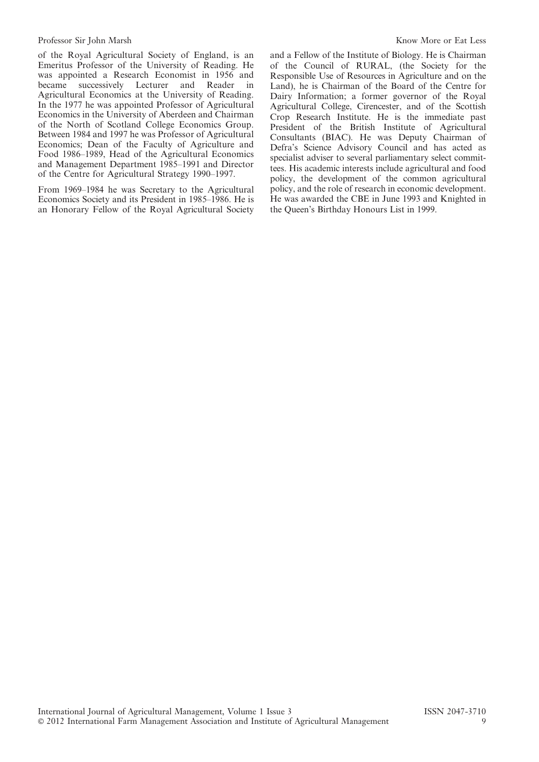of the Royal Agricultural Society of England, is an Emeritus Professor of the University of Reading. He was appointed a Research Economist in 1956 and became successively Lecturer and Reader in Agricultural Economics at the University of Reading. In the 1977 he was appointed Professor of Agricultural Economics in the University of Aberdeen and Chairman of the North of Scotland College Economics Group. Between 1984 and 1997 he was Professor of Agricultural Economics; Dean of the Faculty of Agriculture and Food 1986–1989, Head of the Agricultural Economics and Management Department 1985–1991 and Director of the Centre for Agricultural Strategy 1990–1997.

From 1969–1984 he was Secretary to the Agricultural Economics Society and its President in 1985–1986. He is an Honorary Fellow of the Royal Agricultural Society and a Fellow of the Institute of Biology. He is Chairman of the Council of RURAL, (the Society for the Responsible Use of Resources in Agriculture and on the Land), he is Chairman of the Board of the Centre for Dairy Information; a former governor of the Royal Agricultural College, Cirencester, and of the Scottish Crop Research Institute. He is the immediate past President of the British Institute of Agricultural Consultants (BIAC). He was Deputy Chairman of Defra's Science Advisory Council and has acted as specialist adviser to several parliamentary select committees. His academic interests include agricultural and food policy, the development of the common agricultural policy, and the role of research in economic development. He was awarded the CBE in June 1993 and Knighted in the Queen's Birthday Honours List in 1999.